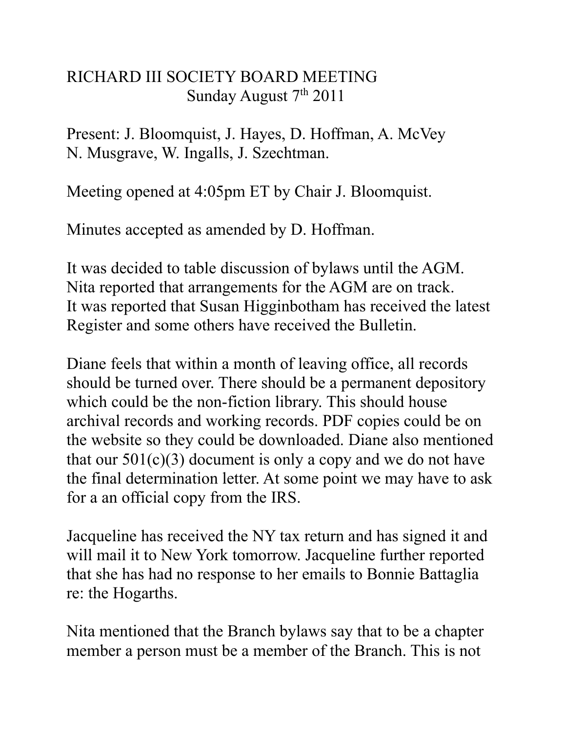# RICHARD III SOCIETY BOARD MEETING

Sunday August 7th 2011

Present: J. Bloomquist, J. Hayes, D. Hoffman, A. McVey N. Musgrave, W. Ingalls, J. Szechtman.

Meeting opened at 4:05pm ET by Chair J. Bloomquist.

Minutes accepted as amended by D. Hoffman.

It was decided to table discussion of bylaws until the AGM. Nita reported that arrangements for the AGM are on track. It was reported that Susan Higginbotham has received the latest Register and some others have received the Bulletin.

Diane feels that within a month of leaving office, all records should be turned over. There should be a permanent depository which could be the non-fiction library. This should house archival records and working records. PDF copies could be on the website so they could be downloaded. Diane also mentioned that our 501(c)(3) document is only a copy and we do not have the final determination letter. At some point we may have to ask for a an official copy from the IRS.

Jacqueline has received the NY tax return and has signed it and will mail it to New York tomorrow. Jacqueline further reported that she has had no response to her emails to Bonnie Battaglia re: the Hogarths.

Nita mentioned that the Branch bylaws say that to be a chapter member a person must be a member of the Branch. This is not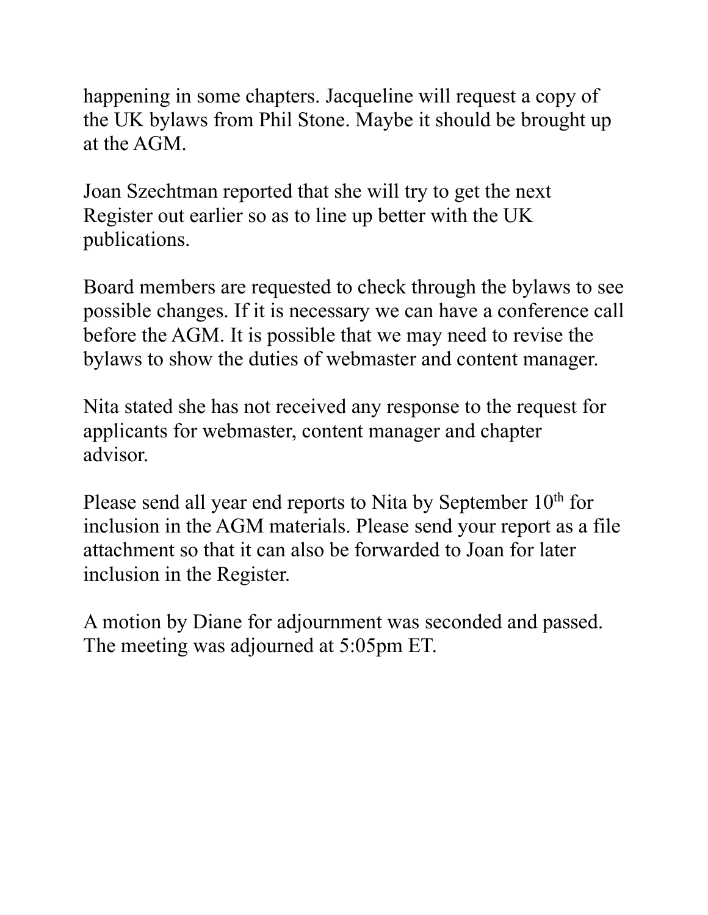happening in some chapters. Jacqueline will request a copy of the UK bylaws from Phil Stone. Maybe it should be brought up at the AGM.

Joan Szechtman reported that she will try to get the next Register out earlier so as to line up better with the UK publications.

Board members are requested to check through the bylaws to see possible changes. If it is necessary we can have a conference call before the AGM. It is possible that we may need to revise the bylaws to show the duties of webmaster and content manager.

Nita stated she has not received any response to the request for applicants for webmaster, content manager and chapter advisor.

Please send all year end reports to Nita by September 10th for inclusion in the AGM materials. Please send your report as a file attachment so that it can also be forwarded to Joan for later inclusion in the Register.

A motion by Diane for adjournment was seconded and passed. The meeting was adjourned at 5:05pm ET.